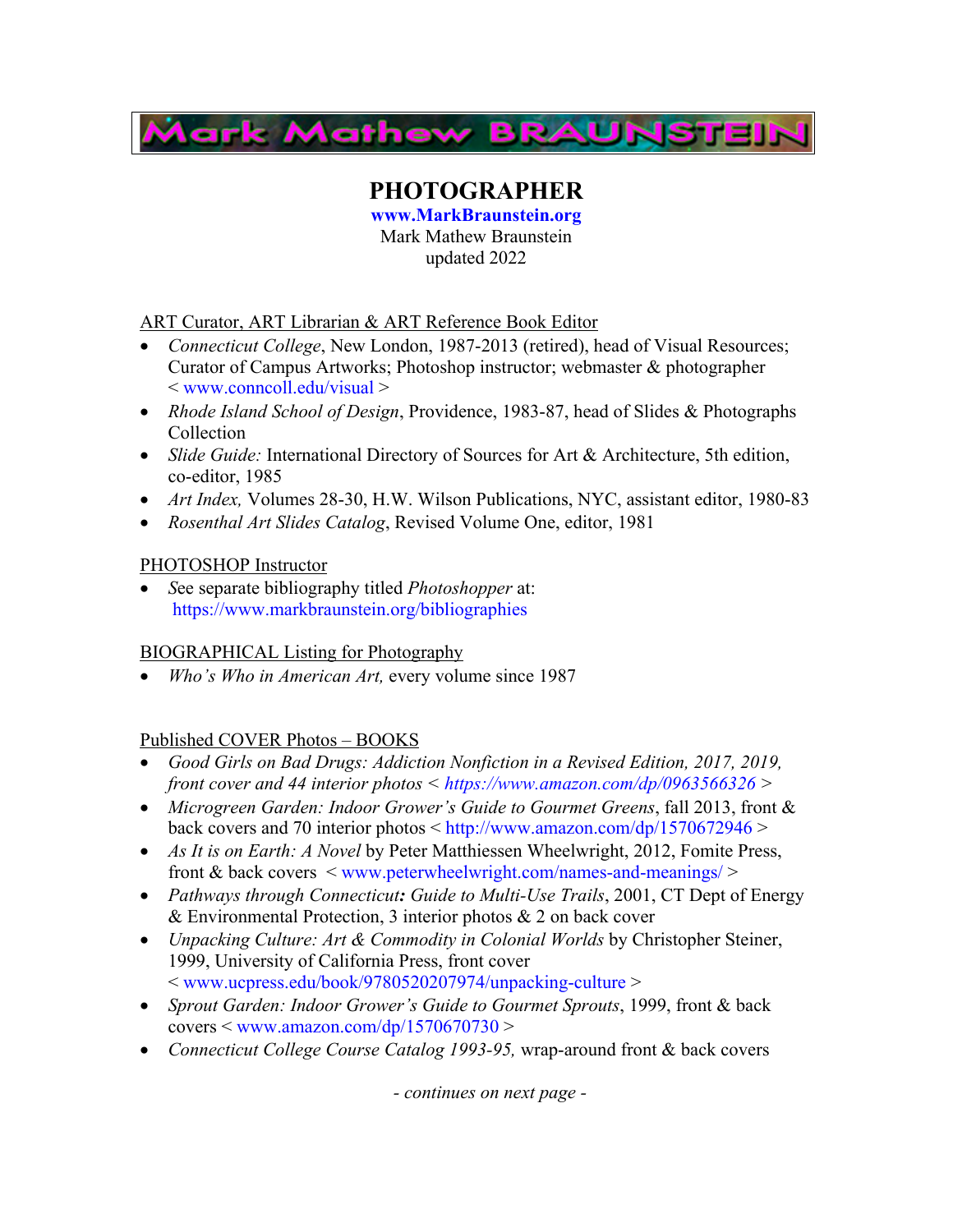# Mark Mathew BRAUNSTEIN

## PHOTOGRAPHER

**www.MarkBraunstein.org**
Mark Mathew Braunstein
updated 2022

ART Curator, ART Librarian & ART Reference Book Editor

- *Connecticut College*, New London, 1987-2013 (retired), head of Visual Resources; Curator of Campus Artworks; Photoshop instructor; webmaster & photographer < www.conncoll.edu/visual >
- *Rhode Island School of Design*, Providence, 1983-87, head of Slides & Photographs Collection
- *Slide Guide:* International Directory of Sources for Art & Architecture, 5th edition, co-editor, 1985
- *Art Index,* Volumes 28-30, H.W. Wilson Publications, NYC, assistant editor, 1980-83
- *Rosenthal Art Slides Catalog*, Revised Volume One, editor, 1981

PHOTOSHOP Instructor

- *S*ee separate bibliography titled *Photoshopper* at: https://www.markbraunstein.org/bibliographies

BIOGRAPHICAL Listing for Photography

- *Who's Who in American Art,* every volume since 1987

Published COVER Photos – BOOKS

- *Good Girls on Bad Drugs: Addiction Nonfiction in a Revised Edition, 2017, 2019, front cover and 44 interior photos < https://www.amazon.com/dp/0963566326 >*
- *Microgreen Garden: Indoor Grower's Guide to Gourmet Greens*, fall 2013, front & back covers and 70 interior photos < http://www.amazon.com/dp/1570672946 >
- *As It is on Earth: A Novel* by Peter Matthiessen Wheelwright, 2012, Fomite Press, front & back covers < www.peterwheelwright.com/names-and-meanings/ >
- *Pathways through Connecticut**:** Guide to Multi-Use Trails*, 2001, CT Dept of Energy & Environmental Protection, 3 interior photos & 2 on back cover
- *Unpacking Culture: Art & Commodity in Colonial Worlds* by Christopher Steiner, 1999, University of California Press, front cover < www.ucpress.edu/book/9780520207974/unpacking-culture >
- *Sprout Garden: Indoor Grower's Guide to Gourmet Sprouts*, 1999, front & back covers < www.amazon.com/dp/1570670730 >
- *Connecticut College Course Catalog 1993-95,* wrap-around front & back covers

*- continues on next page -*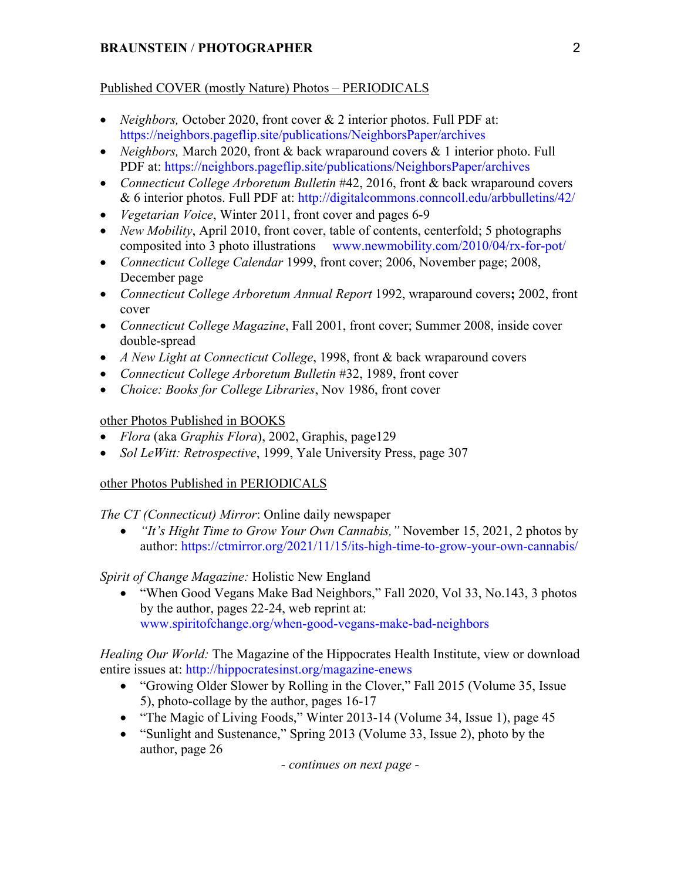<u>Published COVER (mostly Nature) Photos – PERIODICALS</u>

- *Neighbors,* October 2020, front cover & 2 interior photos. Full PDF at: https://neighbors.pageflip.site/publications/NeighborsPaper/archives
- *Neighbors,* March 2020, front & back wraparound covers & 1 interior photo. Full PDF at: https://neighbors.pageflip.site/publications/NeighborsPaper/archives
- *Connecticut College Arboretum Bulletin* #42, 2016, front & back wraparound covers & 6 interior photos. Full PDF at: http://digitalcommons.conncoll.edu/arbbulletins/42/
- *Vegetarian Voice*, Winter 2011, front cover and pages 6-9
- *New Mobility*, April 2010, front cover, table of contents, centerfold; 5 photographs composited into 3 photo illustrations www.newmobility.com/2010/04/rx-for-pot/
- *Connecticut College Calendar* 1999, front cover; 2006, November page; 2008, December page
- *Connecticut College Arboretum Annual Report* 1992, wraparound covers**;** 2002, front cover
- *Connecticut College Magazine*, Fall 2001, front cover; Summer 2008, inside cover double-spread
- *A New Light at Connecticut College*, 1998, front & back wraparound covers
- *Connecticut College Arboretum Bulletin* #32, 1989, front cover
- *Choice: Books for College Libraries*, Nov 1986, front cover

<u>other Photos Published in BOOKS</u>

- *Flora* (aka *Graphis Flora*), 2002, Graphis, page129
- *Sol LeWitt: Retrospective*, 1999, Yale University Press, page 307

<u>other Photos Published in PERIODICALS</u>

*The CT (Connecticut) Mirror*: Online daily newspaper

- *"It's Hight Time to Grow Your Own Cannabis,"* November 15, 2021, 2 photos by author: https://ctmirror.org/2021/11/15/its-high-time-to-grow-your-own-cannabis/

*Spirit of Change Magazine:* Holistic New England

- "When Good Vegans Make Bad Neighbors," Fall 2020, Vol 33, No.143, 3 photos by the author, pages 22-24, web reprint at: www.spiritofchange.org/when-good-vegans-make-bad-neighbors

*Healing Our World:* The Magazine of the Hippocrates Health Institute, view or download entire issues at: http://hippocratesinst.org/magazine-enews

- "Growing Older Slower by Rolling in the Clover," Fall 2015 (Volume 35, Issue 5), photo-collage by the author, pages 16-17
- "The Magic of Living Foods," Winter 2013-14 (Volume 34, Issue 1), page 45
- "Sunlight and Sustenance," Spring 2013 (Volume 33, Issue 2), photo by the author, page 26

*- continues on next page -*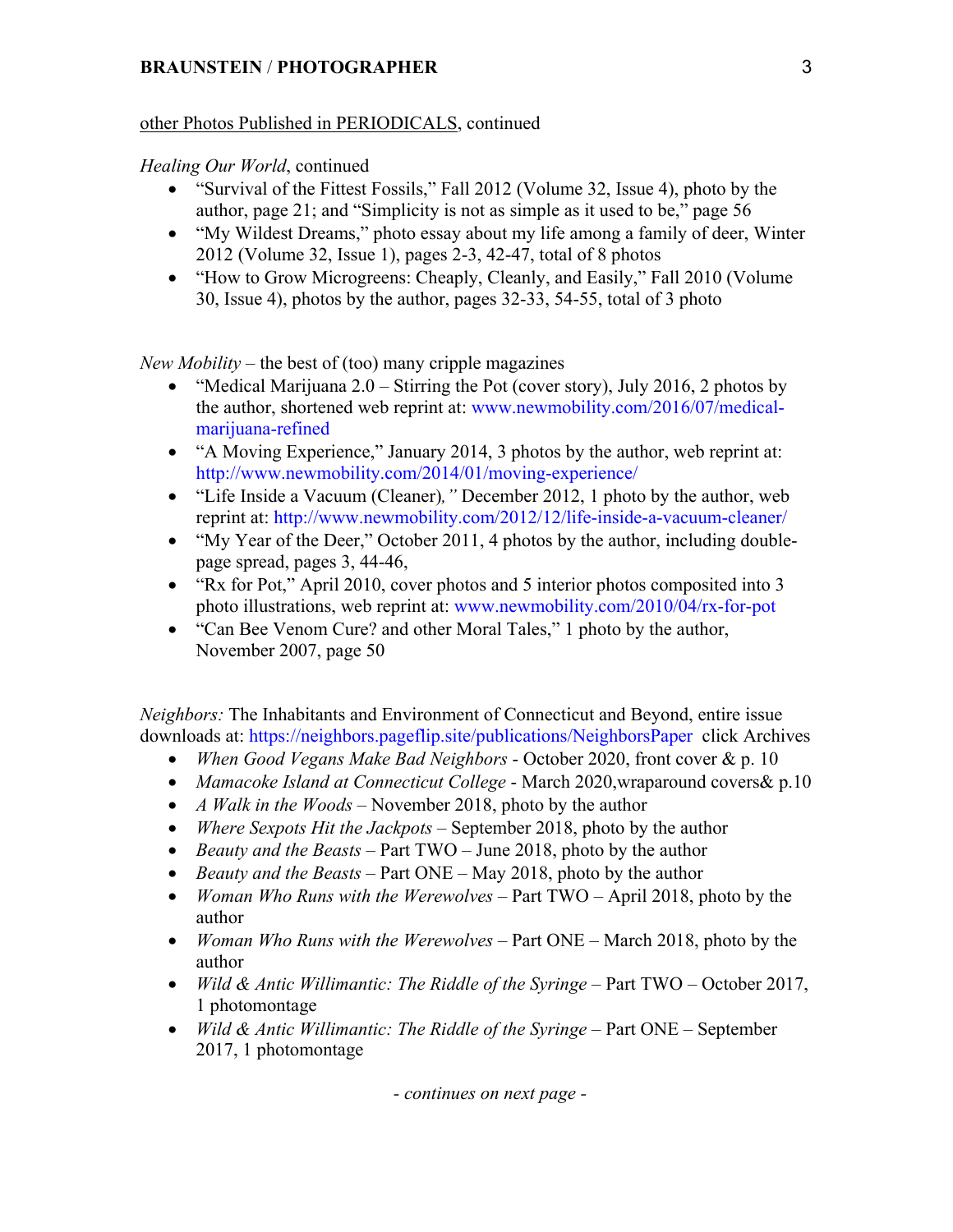<u>other Photos Published in PERIODICALS</u>, continued

*Healing Our World*, continued

- "Survival of the Fittest Fossils," Fall 2012 (Volume 32, Issue 4), photo by the author, page 21; and "Simplicity is not as simple as it used to be," page 56
- "My Wildest Dreams," photo essay about my life among a family of deer, Winter 2012 (Volume 32, Issue 1), pages 2-3, 42-47, total of 8 photos
- "How to Grow Microgreens: Cheaply, Cleanly, and Easily," Fall 2010 (Volume 30, Issue 4), photos by the author, pages 32-33, 54-55, total of 3 photo

*New Mobility* – the best of (too) many cripple magazines

- "Medical Marijuana 2.0 – Stirring the Pot (cover story), July 2016, 2 photos by the author, shortened web reprint at: www.newmobility.com/2016/07/medical-marijuana-refined
- "A Moving Experience," January 2014, 3 photos by the author, web reprint at: http://www.newmobility.com/2014/01/moving-experience/
- "Life Inside a Vacuum (Cleaner)*,"* December 2012, 1 photo by the author, web reprint at: http://www.newmobility.com/2012/12/life-inside-a-vacuum-cleaner/
- "My Year of the Deer," October 2011, 4 photos by the author, including double-page spread, pages 3, 44-46,
- "Rx for Pot," April 2010, cover photos and 5 interior photos composited into 3 photo illustrations, web reprint at: www.newmobility.com/2010/04/rx-for-pot
- "Can Bee Venom Cure? and other Moral Tales," 1 photo by the author, November 2007, page 50

*Neighbors:* The Inhabitants and Environment of Connecticut and Beyond, entire issue downloads at: https://neighbors.pageflip.site/publications/NeighborsPaper click Archives

- *When Good Vegans Make Bad Neighbors* - October 2020, front cover & p. 10
- *Mamacoke Island at Connecticut College* - March 2020,wraparound covers& p.10
- *A Walk in the Woods* – November 2018, photo by the author
- *Where Sexpots Hit the Jackpots* – September 2018, photo by the author
- *Beauty and the Beasts* – Part TWO – June 2018, photo by the author
- *Beauty and the Beasts* – Part ONE – May 2018, photo by the author
- *Woman Who Runs with the Werewolves* – Part TWO – April 2018, photo by the author
- *Woman Who Runs with the Werewolves* – Part ONE – March 2018, photo by the author
- *Wild & Antic Willimantic: The Riddle of the Syringe* – Part TWO – October 2017, 1 photomontage
- *Wild & Antic Willimantic: The Riddle of the Syringe* – Part ONE – September 2017, 1 photomontage

*- continues on next page -*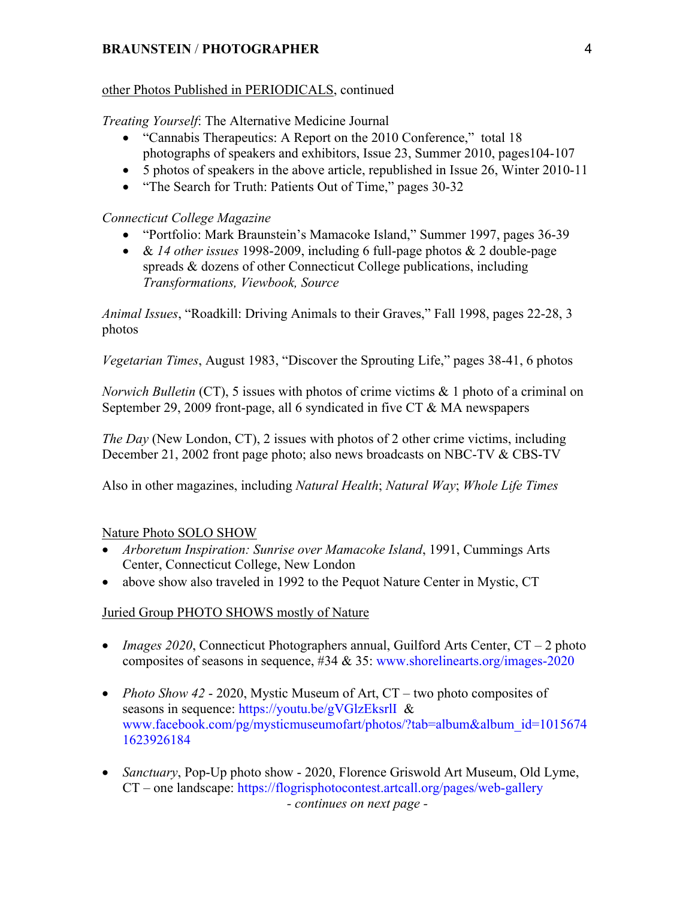other Photos Published in PERIODICALS, continued

*Treating Yourself*: The Alternative Medicine Journal

- "Cannabis Therapeutics: A Report on the 2010 Conference," total 18 photographs of speakers and exhibitors, Issue 23, Summer 2010, pages104-107
- 5 photos of speakers in the above article, republished in Issue 26, Winter 2010-11
- "The Search for Truth: Patients Out of Time," pages 30-32

*Connecticut College Magazine*

- "Portfolio: Mark Braunstein's Mamacoke Island," Summer 1997, pages 36-39
- & *14 other issues* 1998-2009, including 6 full-page photos & 2 double-page spreads & dozens of other Connecticut College publications, including *Transformations, Viewbook, Source*

*Animal Issues*, "Roadkill: Driving Animals to their Graves," Fall 1998, pages 22-28, 3 photos

*Vegetarian Times*, August 1983, "Discover the Sprouting Life," pages 38-41, 6 photos

*Norwich Bulletin* (CT), 5 issues with photos of crime victims & 1 photo of a criminal on September 29, 2009 front-page, all 6 syndicated in five CT & MA newspapers

*The Day* (New London, CT), 2 issues with photos of 2 other crime victims, including December 21, 2002 front page photo; also news broadcasts on NBC-TV & CBS-TV

Also in other magazines, including *Natural Health*; *Natural Way*; *Whole Life Times*

Nature Photo SOLO SHOW

- *Arboretum Inspiration: Sunrise over Mamacoke Island*, 1991, Cummings Arts Center, Connecticut College, New London
- above show also traveled in 1992 to the Pequot Nature Center in Mystic, CT

Juried Group PHOTO SHOWS mostly of Nature

- *Images 2020*, Connecticut Photographers annual, Guilford Arts Center, CT – 2 photo composites of seasons in sequence, #34 & 35: www.shorelinearts.org/images-2020

- *Photo Show 42* - 2020, Mystic Museum of Art, CT – two photo composites of seasons in sequence: https://youtu.be/gVGlzEksrlI & www.facebook.com/pg/mysticmuseumofart/photos/?tab=album&album_id=10156741623926184

- *Sanctuary*, Pop-Up photo show - 2020, Florence Griswold Art Museum, Old Lyme, CT – one landscape: https://flogrisphotocontest.artcall.org/pages/web-gallery

*- continues on next page -*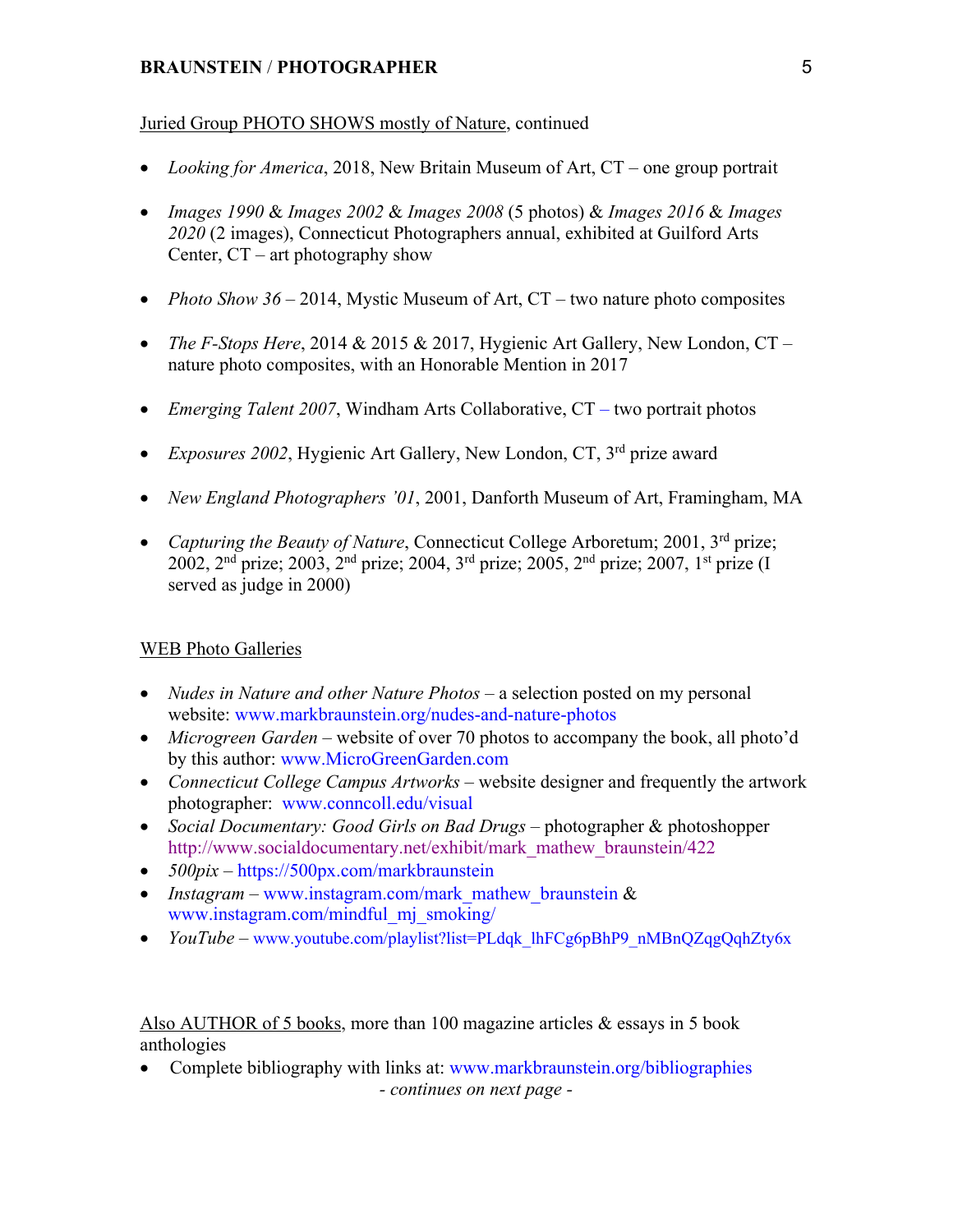<u>Juried Group PHOTO SHOWS mostly of Nature</u>, continued

- *Looking for America*, 2018, New Britain Museum of Art, CT – one group portrait
- *Images 1990* & *Images 2002* & *Images 2008* (5 photos) & *Images 2016* & *Images 2020* (2 images), Connecticut Photographers annual, exhibited at Guilford Arts Center, CT – art photography show
- *Photo Show 36* – 2014, Mystic Museum of Art, CT – two nature photo composites
- *The F-Stops Here*, 2014 & 2015 & 2017, Hygienic Art Gallery, New London, CT – nature photo composites, with an Honorable Mention in 2017
- *Emerging Talent 2007*, Windham Arts Collaborative, CT – two portrait photos
- *Exposures 2002*, Hygienic Art Gallery, New London, CT, 3rd prize award
- *New England Photographers '01*, 2001, Danforth Museum of Art, Framingham, MA
- *Capturing the Beauty of Nature*, Connecticut College Arboretum; 2001, 3rd prize; 2002, 2nd prize; 2003, 2nd prize; 2004, 3rd prize; 2005, 2nd prize; 2007, 1st prize (I served as judge in 2000)

<u>WEB Photo Galleries</u>

- *Nudes in Nature and other Nature Photos* – a selection posted on my personal website: www.markbraunstein.org/nudes-and-nature-photos
- *Microgreen Garden* – website of over 70 photos to accompany the book, all photo'd by this author: www.MicroGreenGarden.com
- *Connecticut College Campus Artworks* – website designer and frequently the artwork photographer: www.conncoll.edu/visual
- *Social Documentary: Good Girls on Bad Drugs* – photographer & photoshopper http://www.socialdocumentary.net/exhibit/mark_mathew_braunstein/422
- *500pix* – https://500px.com/markbraunstein
- *Instagram* – www.instagram.com/mark_mathew_braunstein & www.instagram.com/mindful_mj_smoking/
- *YouTube* – www.youtube.com/playlist?list=PLdqk_lhFCg6pBhP9_nMBnQZqgQqhZty6x

<u>Also AUTHOR of 5 books</u>, more than 100 magazine articles & essays in 5 book anthologies

- Complete bibliography with links at: www.markbraunstein.org/bibliographies

*- continues on next page -*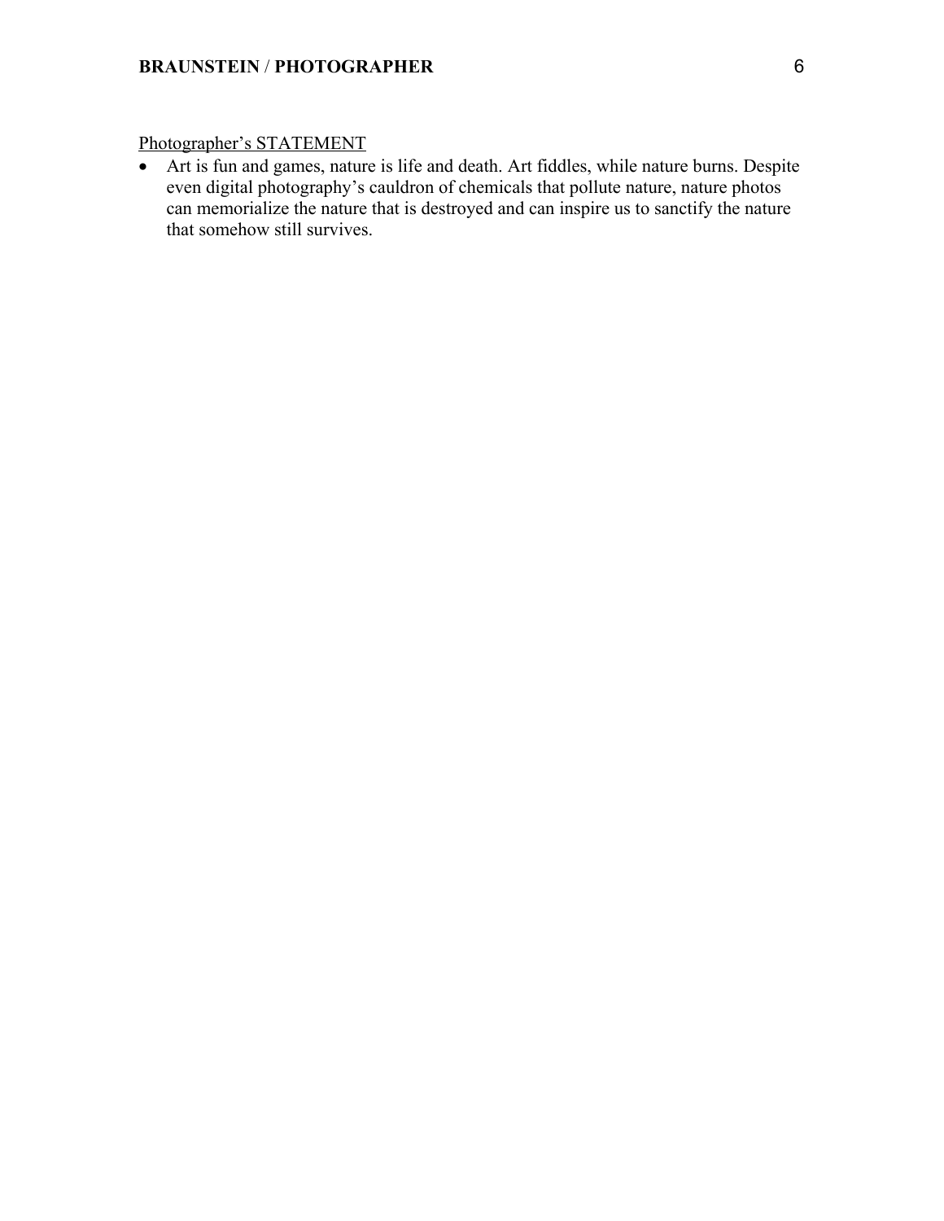<u>Photographer's STATEMENT</u>

- Art is fun and games, nature is life and death. Art fiddles, while nature burns. Despite even digital photography's cauldron of chemicals that pollute nature, nature photos can memorialize the nature that is destroyed and can inspire us to sanctify the nature that somehow still survives.